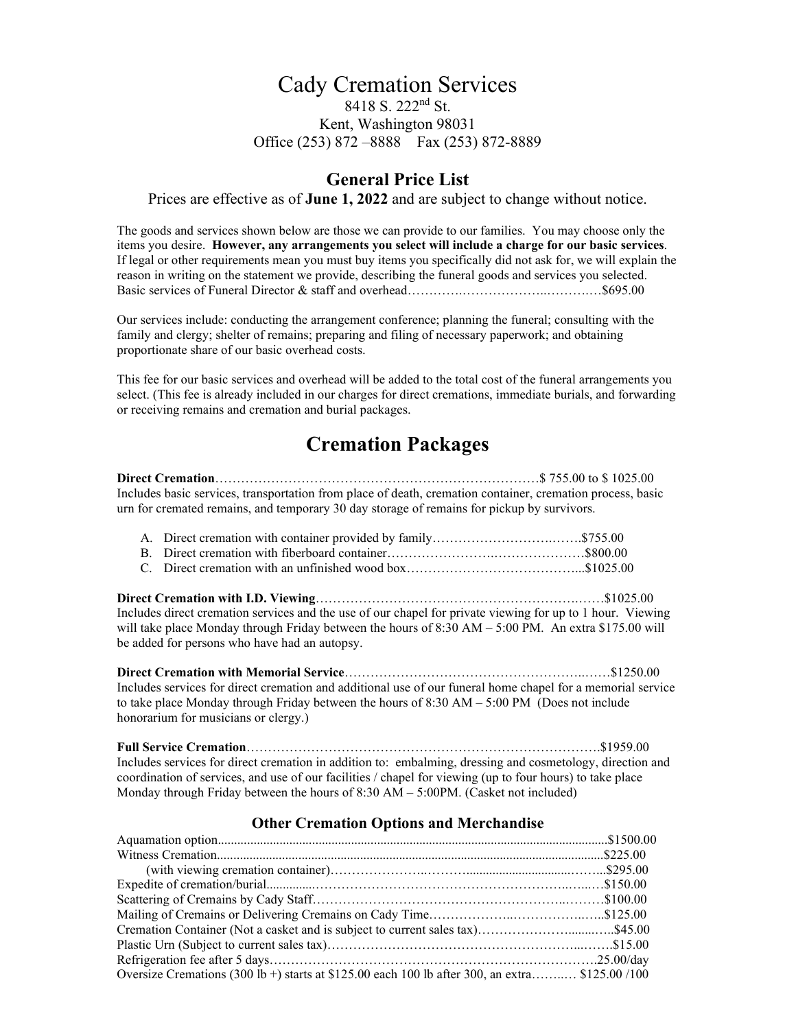# Cady Cremation Services

8418 S. 222nd St.
Kent, Washington 98031
Office (253) 872 –8888 Fax (253) 872-8889

## General Price List

Prices are effective as of **June 1, 2022** and are subject to change without notice.

The goods and services shown below are those we can provide to our families. You may choose only the items you desire. **However, any arrangements you select will include a charge for our basic services**. If legal or other requirements mean you must buy items you specifically did not ask for, we will explain the reason in writing on the statement we provide, describing the funeral goods and services you selected.
Basic services of Funeral Director & staff and overhead……………………………………………$695.00

Our services include: conducting the arrangement conference; planning the funeral; consulting with the family and clergy; shelter of remains; preparing and filing of necessary paperwork; and obtaining proportionate share of our basic overhead costs.

This fee for our basic services and overhead will be added to the total cost of the funeral arrangements you select. (This fee is already included in our charges for direct cremations, immediate burials, and forwarding or receiving remains and cremation and burial packages.

# Cremation Packages

**Direct Cremation**……………………………………………………………………$ 755.00 to $ 1025.00
Includes basic services, transportation from place of death, cremation container, cremation process, basic urn for cremated remains, and temporary 30 day storage of remains for pickup by survivors.

A. Direct cremation with container provided by family……………………………$755.00
B. Direct cremation with fiberboard container……………………………………$800.00
C. Direct cremation with an unfinished wood box…………………………………...$1025.00

**Direct Cremation with I.D. Viewing**…………………………………………………………$1025.00
Includes direct cremation services and the use of our chapel for private viewing for up to 1 hour. Viewing will take place Monday through Friday between the hours of 8:30 AM – 5:00 PM. An extra $175.00 will be added for persons who have had an autopsy.

**Direct Cremation with Memorial Service**…………………………………………………$1250.00
Includes services for direct cremation and additional use of our funeral home chapel for a memorial service to take place Monday through Friday between the hours of 8:30 AM – 5:00 PM (Does not include honorarium for musicians or clergy.)

**Full Service Cremation**…………………………………………………………………….$1959.00
Includes services for direct cremation in addition to: embalming, dressing and cosmetology, direction and coordination of services, and use of our facilities / chapel for viewing (up to four hours) to take place Monday through Friday between the hours of 8:30 AM – 5:00PM. (Casket not included)

### Other Cremation Options and Merchandise

Aquamation option........................................................................................................$1500.00
Witness Cremation.......................................................................................................$225.00
(with viewing cremation container)………………………………………………...$295.00
Expedite of cremation/burial……………………………………………………………$150.00
Scattering of Cremains by Cady Staff……………………………………………………$100.00
Mailing of Cremains or Delivering Cremains on Cady Time……………………………..$125.00
Cremation Container (Not a casket and is subject to current sales tax)……………………$45.00
Plastic Urn (Subject to current sales tax)…………………………………………………$15.00
Refrigeration fee after 5 days……………………………………………………………….25.00/day
Oversize Cremations (300 lb +) starts at $125.00 each 100 lb after 300, an extra……… $125.00 /100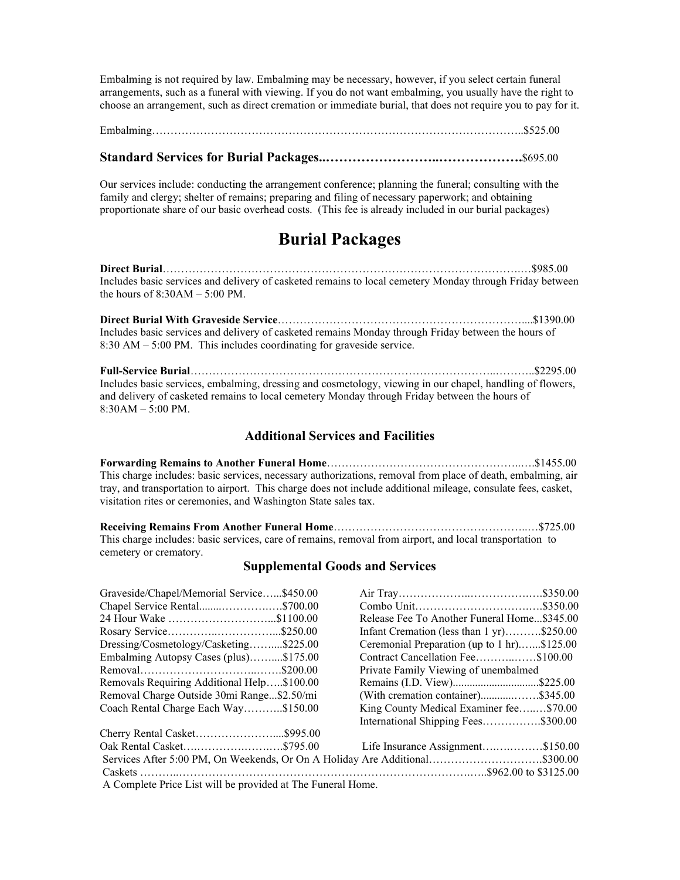Embalming is not required by law. Embalming may be necessary, however, if you select certain funeral arrangements, such as a funeral with viewing. If you do not want embalming, you usually have the right to choose an arrangement, such as direct cremation or immediate burial, that does not require you to pay for it.

Embalming…………………………………………………………………………………………..$525.00

**Standard Services for Burial Packages..……………………..……………….**$695.00

Our services include: conducting the arrangement conference; planning the funeral; consulting with the family and clergy; shelter of remains; preparing and filing of necessary paperwork; and obtaining proportionate share of our basic overhead costs. (This fee is already included in our burial packages)

# Burial Packages

**Direct Burial**…………………………………………………………………………………….…$985.00
Includes basic services and delivery of casketed remains to local cemetery Monday through Friday between the hours of 8:30AM – 5:00 PM.

**Direct Burial With Graveside Service**……………………………………………………………....$1390.00
Includes basic services and delivery of casketed remains Monday through Friday between the hours of 8:30 AM – 5:00 PM. This includes coordinating for graveside service.

**Full-Service Burial**…………………………………………………………………………..………..$2295.00
Includes basic services, embalming, dressing and cosmetology, viewing in our chapel, handling of flowers, and delivery of casketed remains to local cemetery Monday through Friday between the hours of 8:30AM – 5:00 PM.

## Additional Services and Facilities

**Forwarding Remains to Another Funeral Home**………………………………………………..….$1455.00
This charge includes: basic services, necessary authorizations, removal from place of death, embalming, air tray, and transportation to airport. This charge does not include additional mileage, consulate fees, casket, visitation rites or ceremonies, and Washington State sales tax.

**Receiving Remains From Another Funeral Home**……………………………………………..…$725.00
This charge includes: basic services, care of remains, removal from airport, and local transportation to cemetery or crematory.

## Supplemental Goods and Services

Graveside/Chapel/Memorial Service…...$450.00
Chapel Service Rental........…………..….$700.00
24 Hour Wake ………………………...$1100.00
Rosary Service…………..……………...$250.00
Dressing/Cosmetology/Casketing……....$225.00
Embalming Autopsy Cases (plus)……....$175.00
Removal…………………………..…….$200.00
Removals Requiring Additional Help…..$100.00
Removal Charge Outside 30mi Range...$2.50/mi
Coach Rental Charge Each Way………..$150.00

Air Tray………………..……………….$350.00
Combo Unit…………………………….$350.00
Release Fee To Another Funeral Home...$345.00
Infant Cremation (less than 1 yr)……….$250.00
Ceremonial Preparation (up to 1 hr)…....$125.00
Contract Cancellation Fee………..……$100.00
Private Family Viewing of unembalmed Remains (I.D. View)..............................$225.00
(With cremation container)...........…….$345.00
King County Medical Examiner fee….…$70.00
International Shipping Fees…………….$300.00

Cherry Rental Casket…………………....$995.00
Oak Rental Casket….……….…….….…$795.00

Life Insurance Assignment…….………$150.00

Services After 5:00 PM, On Weekends, Or On A Holiday Are Additional………………………….$300.00
Caskets ………..………………………………………………………………………..…..$962.00 to $3125.00
A Complete Price List will be provided at The Funeral Home.